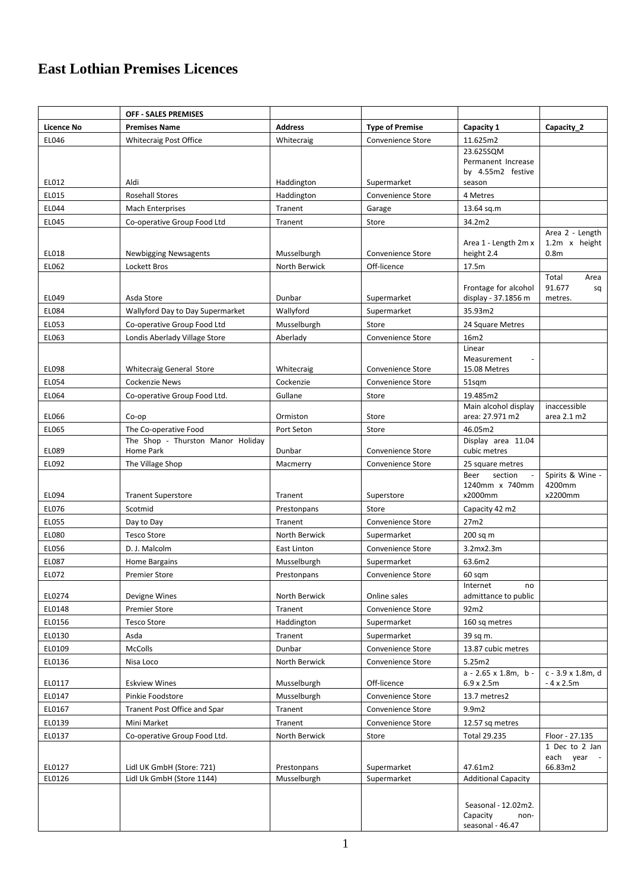# East Lothian Premises Licences

| | OFF - SALES PREMISES | | | | |
|---|---|---|---|---|---|
| Licence No | Premises Name | Address | Type of Premise | Capacity 1 | Capacity_2 |
| EL046 | Whitecraig Post Office | Whitecraig | Convenience Store | 11.625m2 | |
| EL012 | Aldi | Haddington | Supermarket | 23.625SQM Permanent Increase by 4.55m2 festive season | |
| EL015 | Rosehall Stores | Haddington | Convenience Store | 4 Metres | |
| EL044 | Mach Enterprises | Tranent | Garage | 13.64 sq.m | |
| EL045 | Co-operative Group Food Ltd | Tranent | Store | 34.2m2 | |
| EL018 | Newbigging Newsagents | Musselburgh | Convenience Store | Area 1 - Length 2m x height 2.4 | Area 2 - Length 1.2m x height 0.8m |
| EL062 | Lockett Bros | North Berwick | Off-licence | 17.5m | |
| EL049 | Asda Store | Dunbar | Supermarket | Frontage for alcohol display - 37.1856 m | Total Area 91.677 sq metres. |
| EL084 | Wallyford Day to Day Supermarket | Wallyford | Supermarket | 35.93m2 | |
| EL053 | Co-operative Group Food Ltd | Musselburgh | Store | 24 Square Metres | |
| EL063 | Londis Aberlady Village Store | Aberlady | Convenience Store | 16m2 | |
| EL098 | Whitecraig General Store | Whitecraig | Convenience Store | Linear Measurement - 15.08 Metres | |
| EL054 | Cockenzie News | Cockenzie | Convenience Store | 51sqm | |
| EL064 | Co-operative Group Food Ltd. | Gullane | Store | 19.485m2 | |
| EL066 | Co-op | Ormiston | Store | Main alcohol display area: 27.971 m2 | inaccessible area 2.1 m2 |
| EL065 | The Co-operative Food | Port Seton | Store | 46.05m2 | |
| EL089 | The Shop - Thurston Manor Holiday Home Park | Dunbar | Convenience Store | Display area 11.04 cubic metres | |
| EL092 | The Village Shop | Macmerry | Convenience Store | 25 square metres | |
| EL094 | Tranent Superstore | Tranent | Superstore | Beer section - 1240mm x 740mm x2000mm | Spirits & Wine - 4200mm x2200mm |
| EL076 | Scotmid | Prestonpans | Store | Capacity 42 m2 | |
| EL055 | Day to Day | Tranent | Convenience Store | 27m2 | |
| EL080 | Tesco Store | North Berwick | Supermarket | 200 sq m | |
| EL056 | D. J. Malcolm | East Linton | Convenience Store | 3.2mx2.3m | |
| EL087 | Home Bargains | Musselburgh | Supermarket | 63.6m2 | |
| EL072 | Premier Store | Prestonpans | Convenience Store | 60 sqm | |
| EL0274 | Devigne Wines | North Berwick | Online sales | Internet no admittance to public | |
| EL0148 | Premier Store | Tranent | Convenience Store | 92m2 | |
| EL0156 | Tesco Store | Haddington | Supermarket | 160 sq metres | |
| EL0130 | Asda | Tranent | Supermarket | 39 sq m. | |
| EL0109 | McColls | Dunbar | Convenience Store | 13.87 cubic metres | |
| EL0136 | Nisa Loco | North Berwick | Convenience Store | 5.25m2 | |
| EL0117 | Eskview Wines | Musselburgh | Off-licence | a - 2.65 x 1.8m, b - 6.9 x 2.5m | c - 3.9 x 1.8m, d - 4 x 2.5m |
| EL0147 | Pinkie Foodstore | Musselburgh | Convenience Store | 13.7 metres2 | |
| EL0167 | Tranent Post Office and Spar | Tranent | Convenience Store | 9.9m2 | |
| EL0139 | Mini Market | Tranent | Convenience Store | 12.57 sq metres | |
| EL0137 | Co-operative Group Food Ltd. | North Berwick | Store | Total 29.235 | Floor - 27.135 |
| EL0127 | Lidl UK GmbH (Store: 721) | Prestonpans | Supermarket | 47.61m2 | 1 Dec to 2 Jan each year - 66.83m2 |
| EL0126 | Lidl Uk GmbH (Store 1144) | Musselburgh | Supermarket | Additional Capacity | |
| | | | | Seasonal - 12.02m2. Capacity non-seasonal - 46.47 | |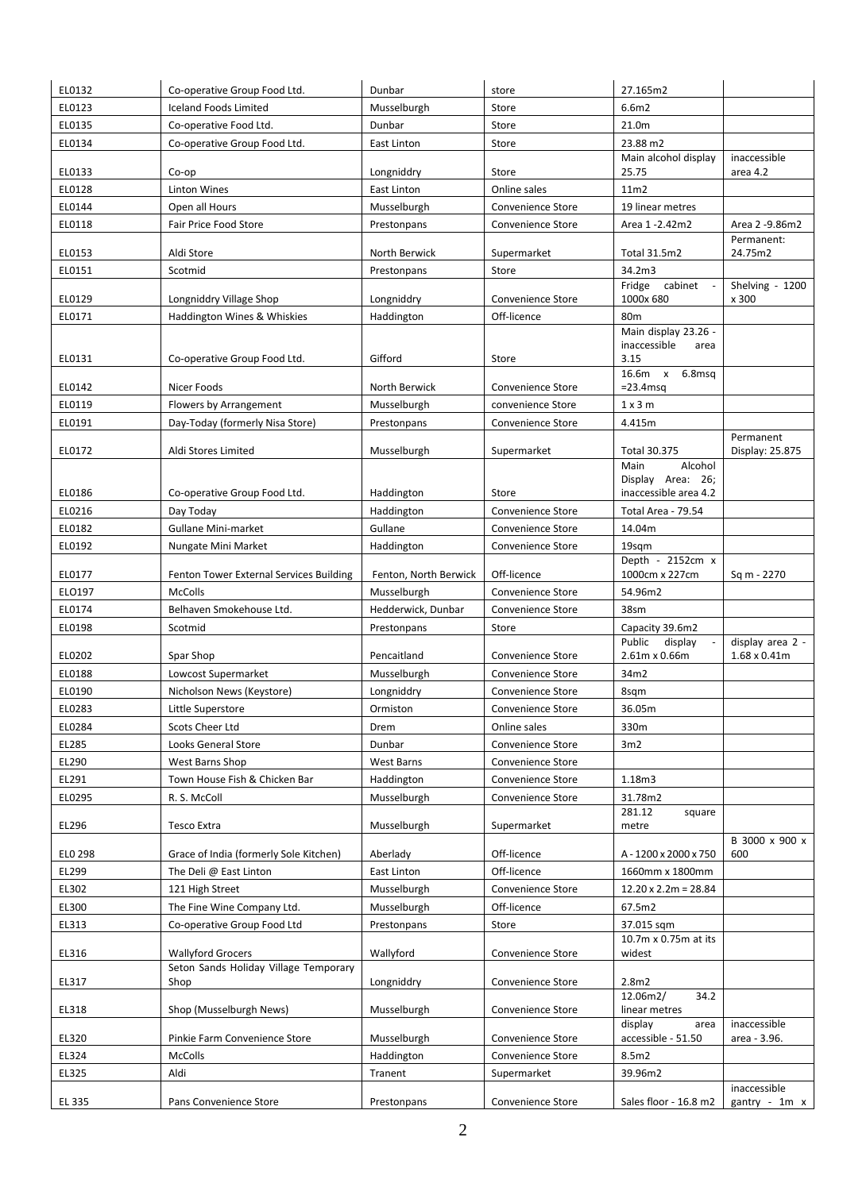| | | | | | |
|---|---|---|---|---|---|
| EL0132 | Co-operative Group Food Ltd. | Dunbar | store | 27.165m2 | |
| EL0123 | Iceland Foods Limited | Musselburgh | Store | 6.6m2 | |
| EL0135 | Co-operative Food Ltd. | Dunbar | Store | 21.0m | |
| EL0134 | Co-operative Group Food Ltd. | East Linton | Store | 23.88 m2 | |
| EL0133 | Co-op | Longniddry | Store | Main alcohol display 25.75 | inaccessible area 4.2 |
| EL0128 | Linton Wines | East Linton | Online sales | 11m2 | |
| EL0144 | Open all Hours | Musselburgh | Convenience Store | 19 linear metres | |
| EL0118 | Fair Price Food Store | Prestonpans | Convenience Store | Area 1 -2.42m2 | Area 2 -9.86m2 |
| EL0153 | Aldi Store | North Berwick | Supermarket | Total 31.5m2 | Permanent: 24.75m2 |
| EL0151 | Scotmid | Prestonpans | Store | 34.2m3 | |
| EL0129 | Longniddry Village Shop | Longniddry | Convenience Store | Fridge cabinet - 1000x 680 | Shelving - 1200 x 300 |
| EL0171 | Haddington Wines & Whiskies | Haddington | Off-licence | 80m | |
| EL0131 | Co-operative Group Food Ltd. | Gifford | Store | Main display 23.26 - inaccessible area 3.15 | |
| EL0142 | Nicer Foods | North Berwick | Convenience Store | 16.6m x 6.8msq =23.4msq | |
| EL0119 | Flowers by Arrangement | Musselburgh | convenience Store | 1 x 3 m | |
| EL0191 | Day-Today (formerly Nisa Store) | Prestonpans | Convenience Store | 4.415m | |
| EL0172 | Aldi Stores Limited | Musselburgh | Supermarket | Total 30.375 | Permanent Display: 25.875 |
| EL0186 | Co-operative Group Food Ltd. | Haddington | Store | Main Alcohol Display Area: 26; inaccessible area 4.2 | |
| EL0216 | Day Today | Haddington | Convenience Store | Total Area - 79.54 | |
| EL0182 | Gullane Mini-market | Gullane | Convenience Store | 14.04m | |
| EL0192 | Nungate Mini Market | Haddington | Convenience Store | 19sqm | |
| EL0177 | Fenton Tower External Services Building | Fenton, North Berwick | Off-licence | Depth - 2152cm x 1000cm x 227cm | Sq m - 2270 |
| ELO197 | McColls | Musselburgh | Convenience Store | 54.96m2 | |
| EL0174 | Belhaven Smokehouse Ltd. | Hedderwick, Dunbar | Convenience Store | 38sm | |
| EL0198 | Scotmid | Prestonpans | Store | Capacity 39.6m2 | |
| EL0202 | Spar Shop | Pencaitland | Convenience Store | Public display - 2.61m x 0.66m | display area 2 - 1.68 x 0.41m |
| EL0188 | Lowcost Supermarket | Musselburgh | Convenience Store | 34m2 | |
| EL0190 | Nicholson News (Keystore) | Longniddry | Convenience Store | 8sqm | |
| EL0283 | Little Superstore | Ormiston | Convenience Store | 36.05m | |
| EL0284 | Scots Cheer Ltd | Drem | Online sales | 330m | |
| EL285 | Looks General Store | Dunbar | Convenience Store | 3m2 | |
| EL290 | West Barns Shop | West Barns | Convenience Store | | |
| EL291 | Town House Fish & Chicken Bar | Haddington | Convenience Store | 1.18m3 | |
| EL0295 | R. S. McColl | Musselburgh | Convenience Store | 31.78m2 | |
| EL296 | Tesco Extra | Musselburgh | Supermarket | 281.12 square metre | |
| EL0 298 | Grace of India (formerly Sole Kitchen) | Aberlady | Off-licence | A - 1200 x 2000 x 750 | B 3000 x 900 x 600 |
| EL299 | The Deli @ East Linton | East Linton | Off-licence | 1660mm x 1800mm | |
| EL302 | 121 High Street | Musselburgh | Convenience Store | 12.20 x 2.2m = 28.84 | |
| EL300 | The Fine Wine Company Ltd. | Musselburgh | Off-licence | 67.5m2 | |
| EL313 | Co-operative Group Food Ltd | Prestonpans | Store | 37.015 sqm | |
| EL316 | Wallyford Grocers | Wallyford | Convenience Store | 10.7m x 0.75m at its widest | |
| EL317 | Seton Sands Holiday Village Temporary Shop | Longniddry | Convenience Store | 2.8m2 | |
| EL318 | Shop (Musselburgh News) | Musselburgh | Convenience Store | 12.06m2/ 34.2 linear metres | |
| EL320 | Pinkie Farm Convenience Store | Musselburgh | Convenience Store | display area accessible - 51.50 | inaccessible area - 3.96. |
| EL324 | McColls | Haddington | Convenience Store | 8.5m2 | |
| EL325 | Aldi | Tranent | Supermarket | 39.96m2 | |
| EL 335 | Pans Convenience Store | Prestonpans | Convenience Store | Sales floor - 16.8 m2 | inaccessible gantry - 1m x |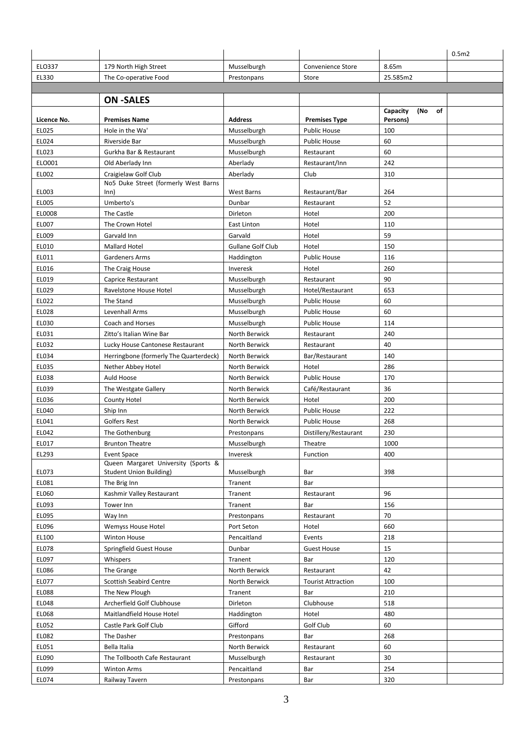| | | | | | 0.5m2 |
|---|---|---|---|---|---|
| ELO337 | 179 North High Street | Musselburgh | Convenience Store | 8.65m | |
| EL330 | The Co-operative Food | Prestonpans | Store | 25.585m2 | |
| | | | | | |
| | **ON -SALES** | | | | |
| **Licence No.** | **Premises Name** | **Address** | **Premises Type** | **Capacity (No of Persons)** | |
| EL025 | Hole in the Wa' | Musselburgh | Public House | 100 | |
| EL024 | Riverside Bar | Musselburgh | Public House | 60 | |
| EL023 | Gurkha Bar & Restaurant | Musselburgh | Restaurant | 60 | |
| ELO001 | Old Aberlady Inn | Aberlady | Restaurant/Inn | 242 | |
| EL002 | Craigielaw Golf Club | Aberlady | Club | 310 | |
| EL003 | No5 Duke Street (formerly West Barns Inn) | West Barns | Restaurant/Bar | 264 | |
| EL005 | Umberto's | Dunbar | Restaurant | 52 | |
| EL0008 | The Castle | Dirleton | Hotel | 200 | |
| EL007 | The Crown Hotel | East Linton | Hotel | 110 | |
| EL009 | Garvald Inn | Garvald | Hotel | 59 | |
| EL010 | Mallard Hotel | Gullane Golf Club | Hotel | 150 | |
| EL011 | Gardeners Arms | Haddington | Public House | 116 | |
| EL016 | The Craig House | Inveresk | Hotel | 260 | |
| EL019 | Caprice Restaurant | Musselburgh | Restaurant | 90 | |
| EL029 | Ravelstone House Hotel | Musselburgh | Hotel/Restaurant | 653 | |
| EL022 | The Stand | Musselburgh | Public House | 60 | |
| EL028 | Levenhall Arms | Musselburgh | Public House | 60 | |
| EL030 | Coach and Horses | Musselburgh | Public House | 114 | |
| EL031 | Zitto's Italian Wine Bar | North Berwick | Restaurant | 240 | |
| EL032 | Lucky House Cantonese Restaurant | North Berwick | Restaurant | 40 | |
| EL034 | Herringbone (formerly The Quarterdeck) | North Berwick | Bar/Restaurant | 140 | |
| EL035 | Nether Abbey Hotel | North Berwick | Hotel | 286 | |
| EL038 | Auld Hoose | North Berwick | Public House | 170 | |
| EL039 | The Westgate Gallery | North Berwick | Café/Restaurant | 36 | |
| EL036 | County Hotel | North Berwick | Hotel | 200 | |
| EL040 | Ship Inn | North Berwick | Public House | 222 | |
| EL041 | Golfers Rest | North Berwick | Public House | 268 | |
| EL042 | The Gothenburg | Prestonpans | Distillery/Restaurant | 230 | |
| EL017 | Brunton Theatre | Musselburgh | Theatre | 1000 | |
| EL293 | Event Space | Inveresk | Function | 400 | |
| EL073 | Queen Margaret University (Sports & Student Union Building) | Musselburgh | Bar | 398 | |
| EL081 | The Brig Inn | Tranent | Bar | | |
| EL060 | Kashmir Valley Restaurant | Tranent | Restaurant | 96 | |
| EL093 | Tower Inn | Tranent | Bar | 156 | |
| EL095 | Way Inn | Prestonpans | Restaurant | 70 | |
| EL096 | Wemyss House Hotel | Port Seton | Hotel | 660 | |
| EL100 | Winton House | Pencaitland | Events | 218 | |
| EL078 | Springfield Guest House | Dunbar | Guest House | 15 | |
| EL097 | Whispers | Tranent | Bar | 120 | |
| EL086 | The Grange | North Berwick | Restaurant | 42 | |
| EL077 | Scottish Seabird Centre | North Berwick | Tourist Attraction | 100 | |
| EL088 | The New Plough | Tranent | Bar | 210 | |
| EL048 | Archerfield Golf Clubhouse | Dirleton | Clubhouse | 518 | |
| EL068 | Maitlandfield House Hotel | Haddington | Hotel | 480 | |
| EL052 | Castle Park Golf Club | Gifford | Golf Club | 60 | |
| EL082 | The Dasher | Prestonpans | Bar | 268 | |
| EL051 | Bella Italia | North Berwick | Restaurant | 60 | |
| EL090 | The Tollbooth Cafe Restaurant | Musselburgh | Restaurant | 30 | |
| EL099 | Winton Arms | Pencaitland | Bar | 254 | |
| EL074 | Railway Tavern | Prestonpans | Bar | 320 | |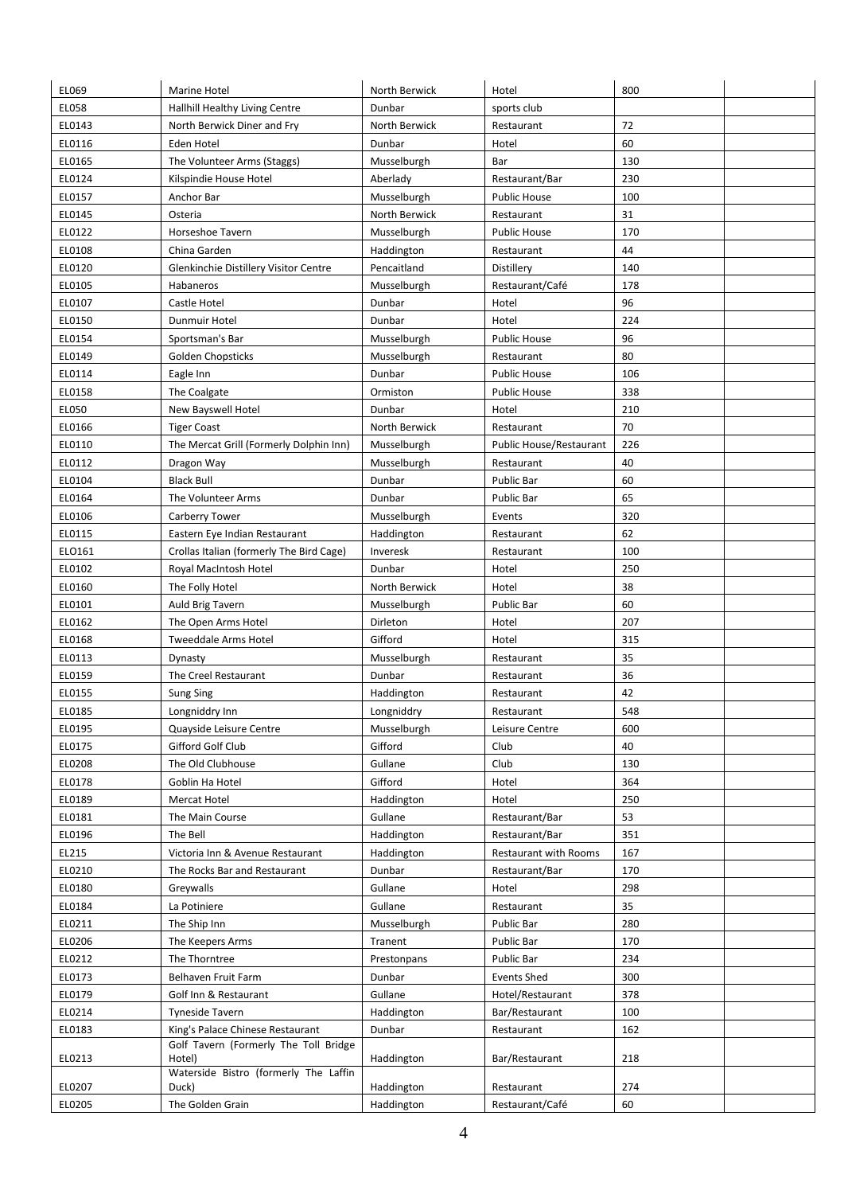| | | | | | |
|---|---|---|---|---|---|
| EL069 | Marine Hotel | North Berwick | Hotel | 800 | |
| EL058 | Hallhill Healthy Living Centre | Dunbar | sports club | | |
| EL0143 | North Berwick Diner and Fry | North Berwick | Restaurant | 72 | |
| EL0116 | Eden Hotel | Dunbar | Hotel | 60 | |
| EL0165 | The Volunteer Arms (Staggs) | Musselburgh | Bar | 130 | |
| EL0124 | Kilspindie House Hotel | Aberlady | Restaurant/Bar | 230 | |
| EL0157 | Anchor Bar | Musselburgh | Public House | 100 | |
| EL0145 | Osteria | North Berwick | Restaurant | 31 | |
| EL0122 | Horseshoe Tavern | Musselburgh | Public House | 170 | |
| EL0108 | China Garden | Haddington | Restaurant | 44 | |
| EL0120 | Glenkinchie Distillery Visitor Centre | Pencaitland | Distillery | 140 | |
| EL0105 | Habaneros | Musselburgh | Restaurant/Café | 178 | |
| EL0107 | Castle Hotel | Dunbar | Hotel | 96 | |
| EL0150 | Dunmuir Hotel | Dunbar | Hotel | 224 | |
| EL0154 | Sportsman's Bar | Musselburgh | Public House | 96 | |
| EL0149 | Golden Chopsticks | Musselburgh | Restaurant | 80 | |
| EL0114 | Eagle Inn | Dunbar | Public House | 106 | |
| EL0158 | The Coalgate | Ormiston | Public House | 338 | |
| EL050 | New Bayswell Hotel | Dunbar | Hotel | 210 | |
| EL0166 | Tiger Coast | North Berwick | Restaurant | 70 | |
| EL0110 | The Mercat Grill (Formerly Dolphin Inn) | Musselburgh | Public House/Restaurant | 226 | |
| EL0112 | Dragon Way | Musselburgh | Restaurant | 40 | |
| EL0104 | Black Bull | Dunbar | Public Bar | 60 | |
| EL0164 | The Volunteer Arms | Dunbar | Public Bar | 65 | |
| EL0106 | Carberry Tower | Musselburgh | Events | 320 | |
| EL0115 | Eastern Eye Indian Restaurant | Haddington | Restaurant | 62 | |
| ELO161 | Crollas Italian (formerly The Bird Cage) | Inveresk | Restaurant | 100 | |
| EL0102 | Royal MacIntosh Hotel | Dunbar | Hotel | 250 | |
| EL0160 | The Folly Hotel | North Berwick | Hotel | 38 | |
| EL0101 | Auld Brig Tavern | Musselburgh | Public Bar | 60 | |
| EL0162 | The Open Arms Hotel | Dirleton | Hotel | 207 | |
| EL0168 | Tweeddale Arms Hotel | Gifford | Hotel | 315 | |
| EL0113 | Dynasty | Musselburgh | Restaurant | 35 | |
| EL0159 | The Creel Restaurant | Dunbar | Restaurant | 36 | |
| EL0155 | Sung Sing | Haddington | Restaurant | 42 | |
| EL0185 | Longniddry Inn | Longniddry | Restaurant | 548 | |
| EL0195 | Quayside Leisure Centre | Musselburgh | Leisure Centre | 600 | |
| EL0175 | Gifford Golf Club | Gifford | Club | 40 | |
| EL0208 | The Old Clubhouse | Gullane | Club | 130 | |
| EL0178 | Goblin Ha Hotel | Gifford | Hotel | 364 | |
| EL0189 | Mercat Hotel | Haddington | Hotel | 250 | |
| EL0181 | The Main Course | Gullane | Restaurant/Bar | 53 | |
| EL0196 | The Bell | Haddington | Restaurant/Bar | 351 | |
| EL215 | Victoria Inn & Avenue Restaurant | Haddington | Restaurant with Rooms | 167 | |
| EL0210 | The Rocks Bar and Restaurant | Dunbar | Restaurant/Bar | 170 | |
| EL0180 | Greywalls | Gullane | Hotel | 298 | |
| EL0184 | La Potiniere | Gullane | Restaurant | 35 | |
| EL0211 | The Ship Inn | Musselburgh | Public Bar | 280 | |
| EL0206 | The Keepers Arms | Tranent | Public Bar | 170 | |
| EL0212 | The Thorntree | Prestonpans | Public Bar | 234 | |
| EL0173 | Belhaven Fruit Farm | Dunbar | Events Shed | 300 | |
| EL0179 | Golf Inn & Restaurant | Gullane | Hotel/Restaurant | 378 | |
| EL0214 | Tyneside Tavern | Haddington | Bar/Restaurant | 100 | |
| EL0183 | King's Palace Chinese Restaurant | Dunbar | Restaurant | 162 | |
| EL0213 | Golf Tavern (Formerly The Toll Bridge Hotel) | Haddington | Bar/Restaurant | 218 | |
| EL0207 | Waterside Bistro (formerly The Laffin Duck) | Haddington | Restaurant | 274 | |
| EL0205 | The Golden Grain | Haddington | Restaurant/Café | 60 | |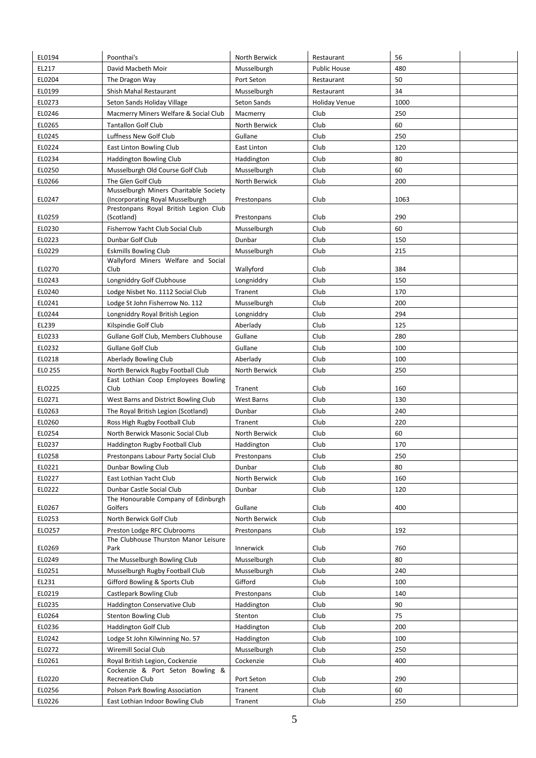| | | | | | |
|---|---|---|---|---|---|
| EL0194 | Poonthai's | North Berwick | Restaurant | 56 | |
| EL217 | David Macbeth Moir | Musselburgh | Public House | 480 | |
| EL0204 | The Dragon Way | Port Seton | Restaurant | 50 | |
| EL0199 | Shish Mahal Restaurant | Musselburgh | Restaurant | 34 | |
| EL0273 | Seton Sands Holiday Village | Seton Sands | Holiday Venue | 1000 | |
| EL0246 | Macmerry Miners Welfare & Social Club | Macmerry | Club | 250 | |
| EL0265 | Tantallon Golf Club | North Berwick | Club | 60 | |
| EL0245 | Luffness New Golf Club | Gullane | Club | 250 | |
| EL0224 | East Linton Bowling Club | East Linton | Club | 120 | |
| EL0234 | Haddington Bowling Club | Haddington | Club | 80 | |
| EL0250 | Musselburgh Old Course Golf Club | Musselburgh | Club | 60 | |
| EL0266 | The Glen Golf Club | North Berwick | Club | 200 | |
| EL0247 | Musselburgh Miners Charitable Society (Incorporating Royal Musselburgh | Prestonpans | Club | 1063 | |
| EL0259 | Prestonpans Royal British Legion Club (Scotland) | Prestonpans | Club | 290 | |
| EL0230 | Fisherrow Yacht Club Social Club | Musselburgh | Club | 60 | |
| EL0223 | Dunbar Golf Club | Dunbar | Club | 150 | |
| EL0229 | Eskmills Bowling Club | Musselburgh | Club | 215 | |
| EL0270 | Wallyford Miners Welfare and Social Club | Wallyford | Club | 384 | |
| EL0243 | Longniddry Golf Clubhouse | Longniddry | Club | 150 | |
| EL0240 | Lodge Nisbet No. 1112 Social Club | Tranent | Club | 170 | |
| EL0241 | Lodge St John Fisherrow No. 112 | Musselburgh | Club | 200 | |
| EL0244 | Longniddry Royal British Legion | Longniddry | Club | 294 | |
| EL239 | Kilspindie Golf Club | Aberlady | Club | 125 | |
| EL0233 | Gullane Golf Club, Members Clubhouse | Gullane | Club | 280 | |
| EL0232 | Gullane Golf Club | Gullane | Club | 100 | |
| EL0218 | Aberlady Bowling Club | Aberlady | Club | 100 | |
| EL0 255 | North Berwick Rugby Football Club | North Berwick | Club | 250 | |
| ELO225 | East Lothian Coop Employees Bowling Club | Tranent | Club | 160 | |
| EL0271 | West Barns and District Bowling Club | West Barns | Club | 130 | |
| EL0263 | The Royal British Legion (Scotland) | Dunbar | Club | 240 | |
| EL0260 | Ross High Rugby Football Club | Tranent | Club | 220 | |
| EL0254 | North Berwick Masonic Social Club | North Berwick | Club | 60 | |
| EL0237 | Haddington Rugby Football Club | Haddington | Club | 170 | |
| EL0258 | Prestonpans Labour Party Social Club | Prestonpans | Club | 250 | |
| EL0221 | Dunbar Bowling Club | Dunbar | Club | 80 | |
| EL0227 | East Lothian Yacht Club | North Berwick | Club | 160 | |
| EL0222 | Dunbar Castle Social Club | Dunbar | Club | 120 | |
| EL0267 | The Honourable Company of Edinburgh Golfers | Gullane | Club | 400 | |
| EL0253 | North Berwick Golf Club | North Berwick | Club | | |
| ELO257 | Preston Lodge RFC Clubrooms | Prestonpans | Club | 192 | |
| EL0269 | The Clubhouse Thurston Manor Leisure Park | Innerwick | Club | 760 | |
| EL0249 | The Musselburgh Bowling Club | Musselburgh | Club | 80 | |
| EL0251 | Musselburgh Rugby Football Club | Musselburgh | Club | 240 | |
| EL231 | Gifford Bowling & Sports Club | Gifford | Club | 100 | |
| EL0219 | Castlepark Bowling Club | Prestonpans | Club | 140 | |
| EL0235 | Haddington Conservative Club | Haddington | Club | 90 | |
| EL0264 | Stenton Bowling Club | Stenton | Club | 75 | |
| EL0236 | Haddington Golf Club | Haddington | Club | 200 | |
| EL0242 | Lodge St John Kilwinning No. 57 | Haddington | Club | 100 | |
| EL0272 | Wiremill Social Club | Musselburgh | Club | 250 | |
| EL0261 | Royal British Legion, Cockenzie | Cockenzie | Club | 400 | |
| EL0220 | Cockenzie & Port Seton Bowling & Recreation Club | Port Seton | Club | 290 | |
| EL0256 | Polson Park Bowling Association | Tranent | Club | 60 | |
| EL0226 | East Lothian Indoor Bowling Club | Tranent | Club | 250 | |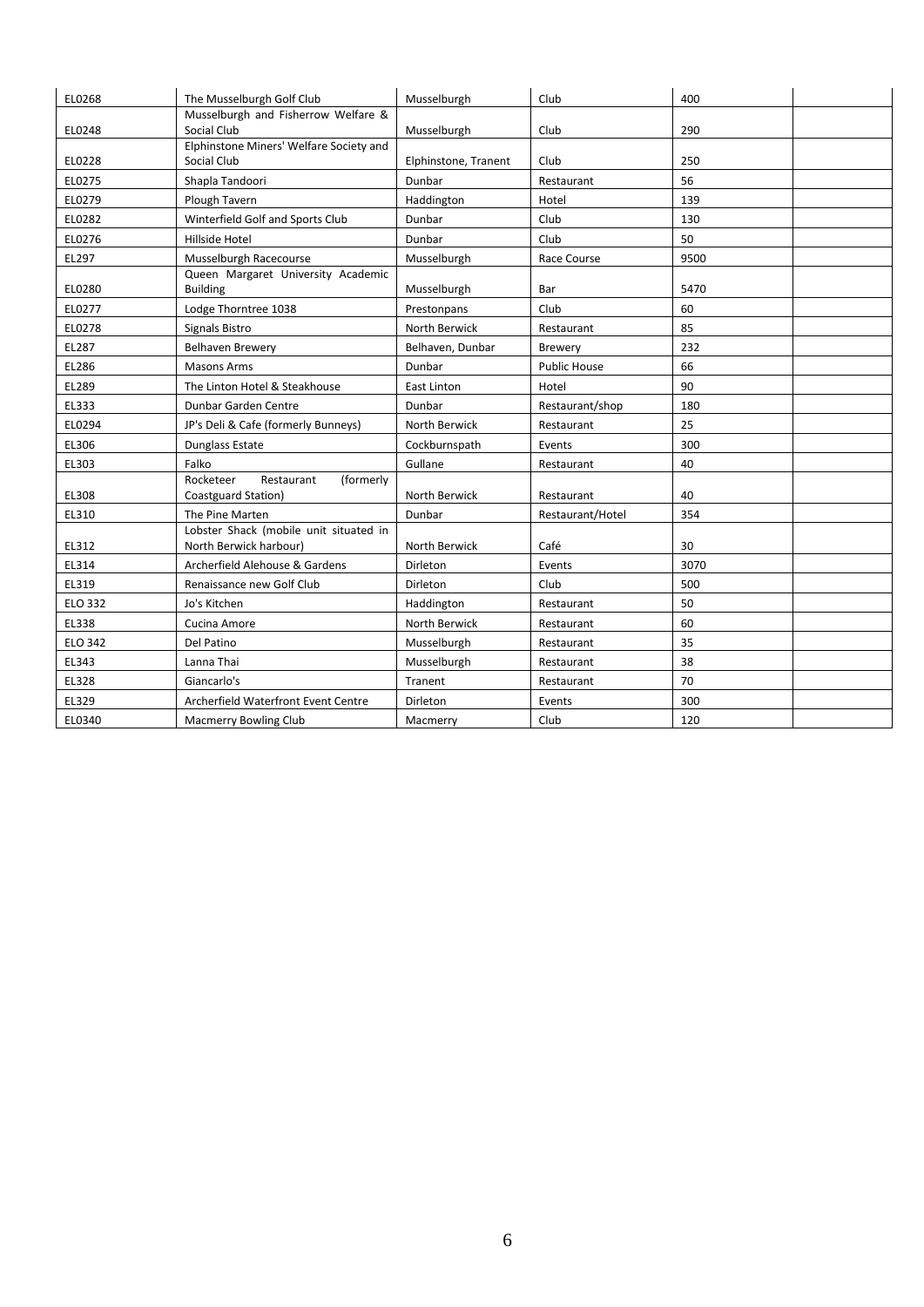| | | | | | |
|---|---|---|---|---|---|
| EL0268 | The Musselburgh Golf Club | Musselburgh | Club | 400 | |
| EL0248 | Musselburgh and Fisherrow Welfare & Social Club | Musselburgh | Club | 290 | |
| EL0228 | Elphinstone Miners' Welfare Society and Social Club | Elphinstone, Tranent | Club | 250 | |
| EL0275 | Shapla Tandoori | Dunbar | Restaurant | 56 | |
| EL0279 | Plough Tavern | Haddington | Hotel | 139 | |
| EL0282 | Winterfield Golf and Sports Club | Dunbar | Club | 130 | |
| EL0276 | Hillside Hotel | Dunbar | Club | 50 | |
| EL297 | Musselburgh Racecourse | Musselburgh | Race Course | 9500 | |
| EL0280 | Queen Margaret University Academic Building | Musselburgh | Bar | 5470 | |
| EL0277 | Lodge Thorntree 1038 | Prestonpans | Club | 60 | |
| EL0278 | Signals Bistro | North Berwick | Restaurant | 85 | |
| EL287 | Belhaven Brewery | Belhaven, Dunbar | Brewery | 232 | |
| EL286 | Masons Arms | Dunbar | Public House | 66 | |
| EL289 | The Linton Hotel & Steakhouse | East Linton | Hotel | 90 | |
| EL333 | Dunbar Garden Centre | Dunbar | Restaurant/shop | 180 | |
| EL0294 | JP's Deli & Cafe (formerly Bunneys) | North Berwick | Restaurant | 25 | |
| EL306 | Dunglass Estate | Cockburnspath | Events | 300 | |
| EL303 | Falko | Gullane | Restaurant | 40 | |
| EL308 | Rocketeer Restaurant (formerly Coastguard Station) | North Berwick | Restaurant | 40 | |
| EL310 | The Pine Marten | Dunbar | Restaurant/Hotel | 354 | |
| EL312 | Lobster Shack (mobile unit situated in North Berwick harbour) | North Berwick | Café | 30 | |
| EL314 | Archerfield Alehouse & Gardens | Dirleton | Events | 3070 | |
| EL319 | Renaissance new Golf Club | Dirleton | Club | 500 | |
| ELO 332 | Jo's Kitchen | Haddington | Restaurant | 50 | |
| EL338 | Cucina Amore | North Berwick | Restaurant | 60 | |
| ELO 342 | Del Patino | Musselburgh | Restaurant | 35 | |
| EL343 | Lanna Thai | Musselburgh | Restaurant | 38 | |
| EL328 | Giancarlo's | Tranent | Restaurant | 70 | |
| EL329 | Archerfield Waterfront Event Centre | Dirleton | Events | 300 | |
| EL0340 | Macmerry Bowling Club | Macmerry | Club | 120 | |